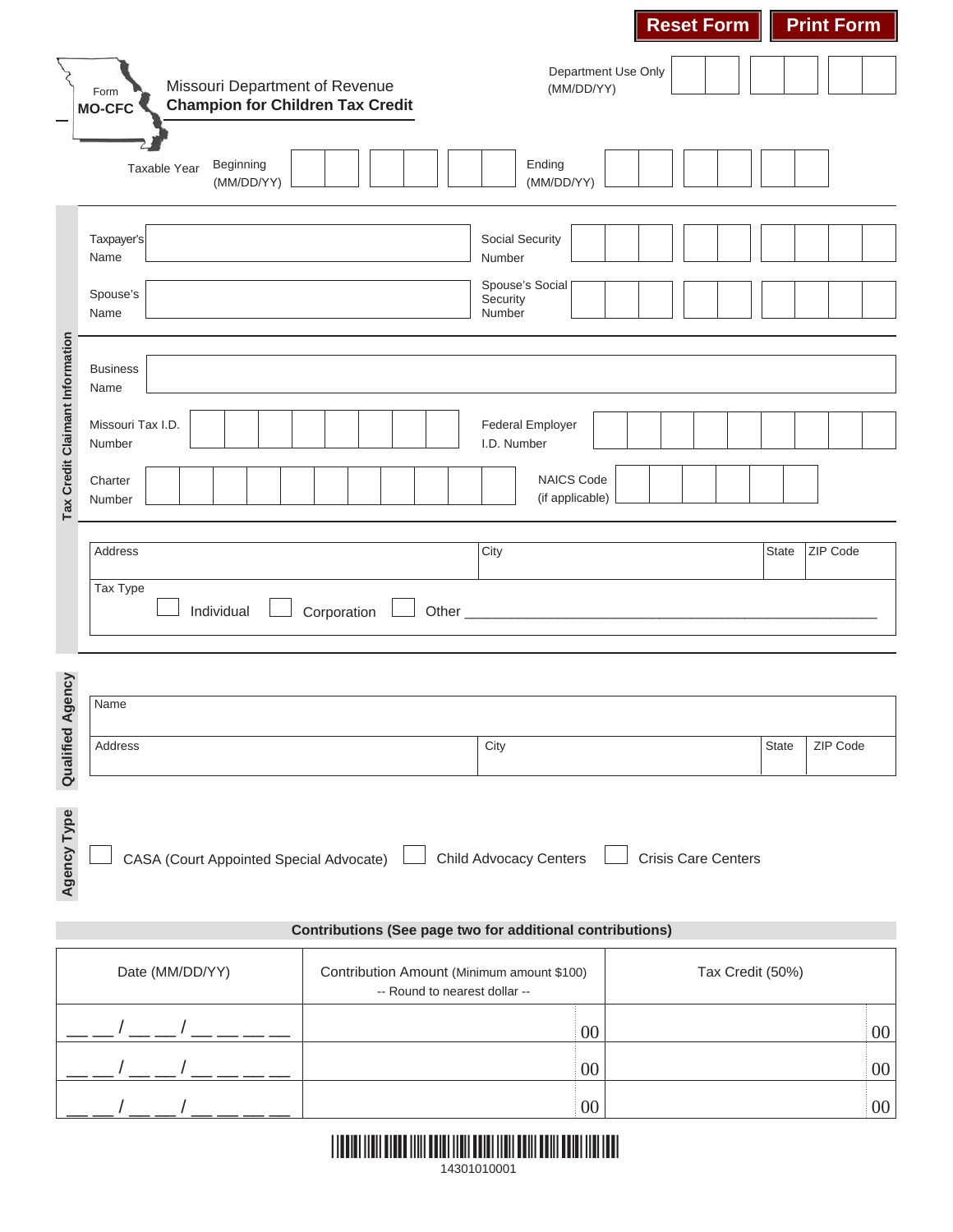Reset Form | Print Form

Form **MO-CFC**

Missouri Department of Revenue
**Champion for Children Tax Credit**

Department Use Only (MM/DD/YY)

Taxable Year Beginning (MM/DD/YY) | Ending (MM/DD/YY)

## Tax Credit Claimant Information

Taxpayer's Name | Social Security Number

Spouse's Name | Spouse's Social Security Number

Business Name

Missouri Tax I.D. Number | Federal Employer I.D. Number

Charter Number | NAICS Code (if applicable)

| Address | City | State | ZIP Code |
|---|---|---|---|
| | | | |

Tax Type
☐ Individual ☐ Corporation ☐ Other ____________________

## Qualified Agency

Name

| Address | City | State | ZIP Code |
|---|---|---|---|
| | | | |

## Agency Type

☐ CASA (Court Appointed Special Advocate) ☐ Child Advocacy Centers ☐ Crisis Care Centers

**Contributions (See page two for additional contributions)**

| Date (MM/DD/YY) | Contribution Amount (Minimum amount $100) -- Round to nearest dollar -- | Tax Credit (50%) |
|---|---|---|
| __ __ / __ __ / __ __ __ __ | 00 | 00 |
| __ __ / __ __ / __ __ __ __ | 00 | 00 |
| __ __ / __ __ / __ __ __ __ | 00 | 00 |

14301010001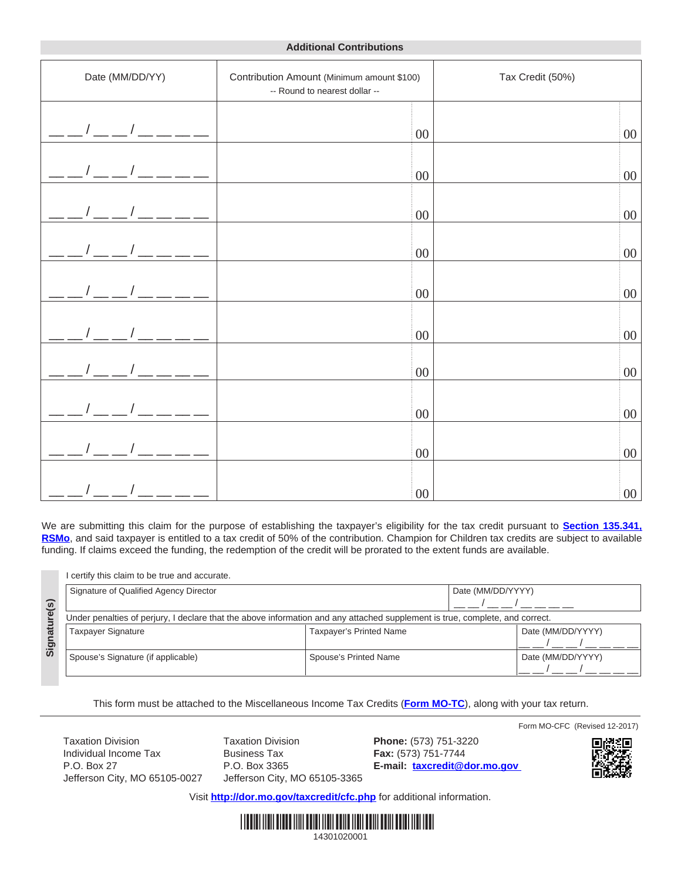## Additional Contributions

| Date (MM/DD/YY) | Contribution Amount (Minimum amount $100) -- Round to nearest dollar -- | Tax Credit (50%) |
|---|---|---|
| __ __ / __ __ / __ __ __ __ | 00 | 00 |
| __ __ / __ __ / __ __ __ __ | 00 | 00 |
| __ __ / __ __ / __ __ __ __ | 00 | 00 |
| __ __ / __ __ / __ __ __ __ | 00 | 00 |
| __ __ / __ __ / __ __ __ __ | 00 | 00 |
| __ __ / __ __ / __ __ __ __ | 00 | 00 |
| __ __ / __ __ / __ __ __ __ | 00 | 00 |
| __ __ / __ __ / __ __ __ __ | 00 | 00 |
| __ __ / __ __ / __ __ __ __ | 00 | 00 |
| __ __ / __ __ / __ __ __ __ | 00 | 00 |

We are submitting this claim for the purpose of establishing the taxpayer's eligibility for the tax credit pursuant to **Section 135.341, RSMo**, and said taxpayer is entitled to a tax credit of 50% of the contribution. Champion for Children tax credits are subject to available funding. If claims exceed the funding, the redemption of the credit will be prorated to the extent funds are available.

**Signature(s)**

I certify this claim to be true and accurate.

| Signature of Qualified Agency Director | Date (MM/DD/YYYY) __ __ / __ __ / __ __ __ __ |
|---|---|

Under penalties of perjury, I declare that the above information and any attached supplement is true, complete, and correct.

| Taxpayer Signature | Taxpayer's Printed Name | Date (MM/DD/YYYY) __ __ / __ __ / __ __ __ __ |
|---|---|---|
| Spouse's Signature (if applicable) | Spouse's Printed Name | Date (MM/DD/YYYY) __ __ / __ __ / __ __ __ __ |

This form must be attached to the Miscellaneous Income Tax Credits (**Form MO-TC**), along with your tax return.

Form MO-CFC (Revised 12-2017)

Taxation Division
Individual Income Tax
P.O. Box 27
Jefferson City, MO 65105-0027

Taxation Division
Business Tax
P.O. Box 3365
Jefferson City, MO 65105-3365

**Phone:** (573) 751-3220
**Fax:** (573) 751-7744
**E-mail:** taxcredit@dor.mo.gov

Visit **http://dor.mo.gov/taxcredit/cfc.php** for additional information.

14301020001